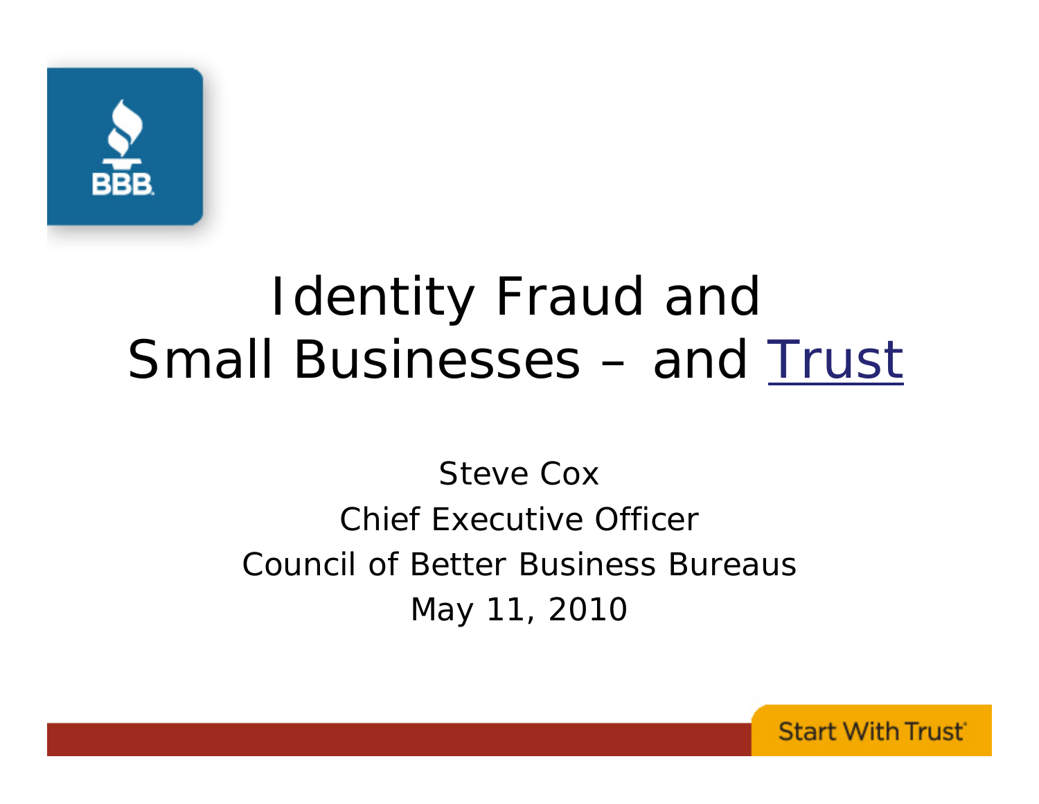# Identity Fraud and Small Businesses – and Trust

Steve Cox

Chief Executive Officer

Council of Better Business Bureaus

May 11, 2010

Start With Trust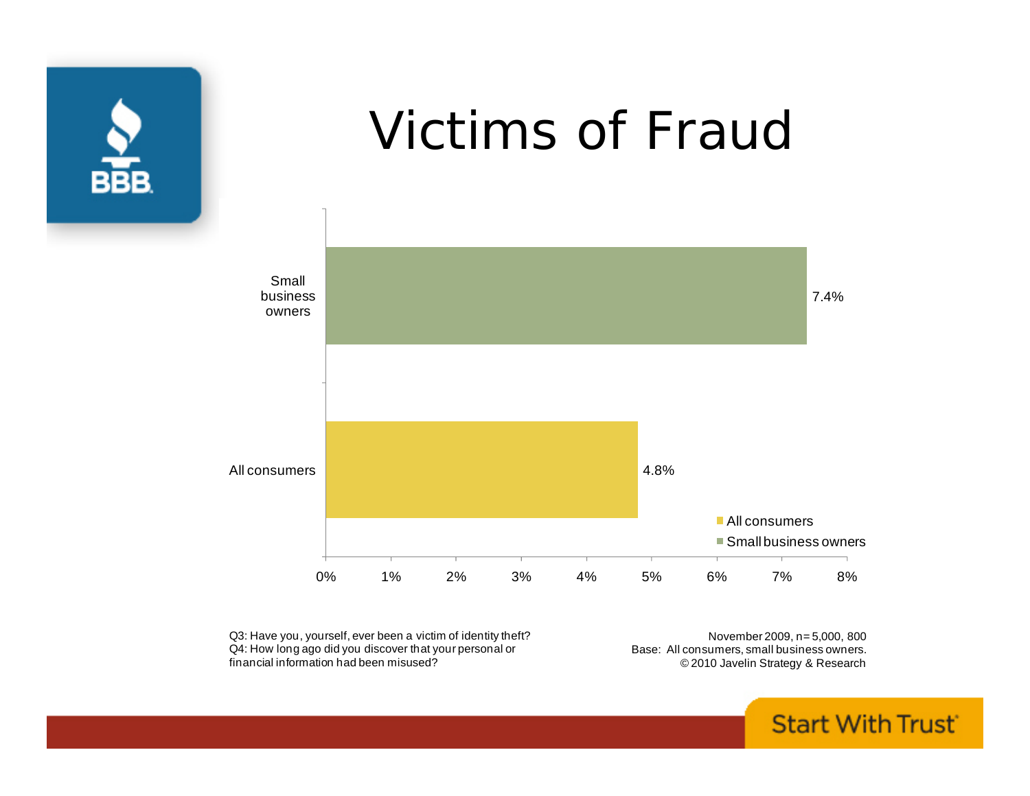# Victims of Fraud

| | Victims of Fraud |
|---|---|
| Small business owners | 7.4% |
| All consumers | 4.8% |

Q3: Have you, yourself, ever been a victim of identity theft?
Q4: How long ago did you discover that your personal or financial information had been misused?

November 2009, n=5,000, 800
Base: All consumers, small business owners.
© 2010 Javelin Strategy & Research

Start With Trust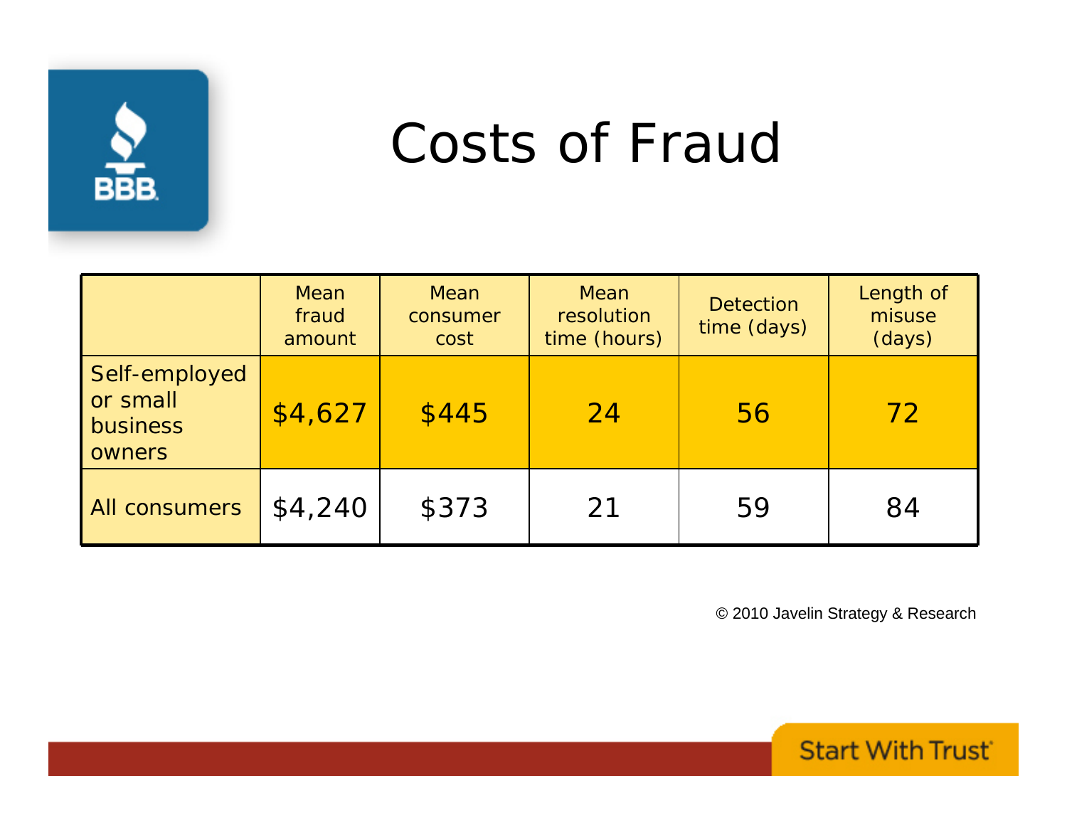# Costs of Fraud

| | Mean fraud amount | Mean consumer cost | Mean resolution time (hours) | Detection time (days) | Length of misuse (days) |
|---|---|---|---|---|---|
| Self-employed or small business owners | $4,627 | $445 | 24 | 56 | 72 |
| All consumers | $4,240 | $373 | 21 | 59 | 84 |

© 2010 Javelin Strategy & Research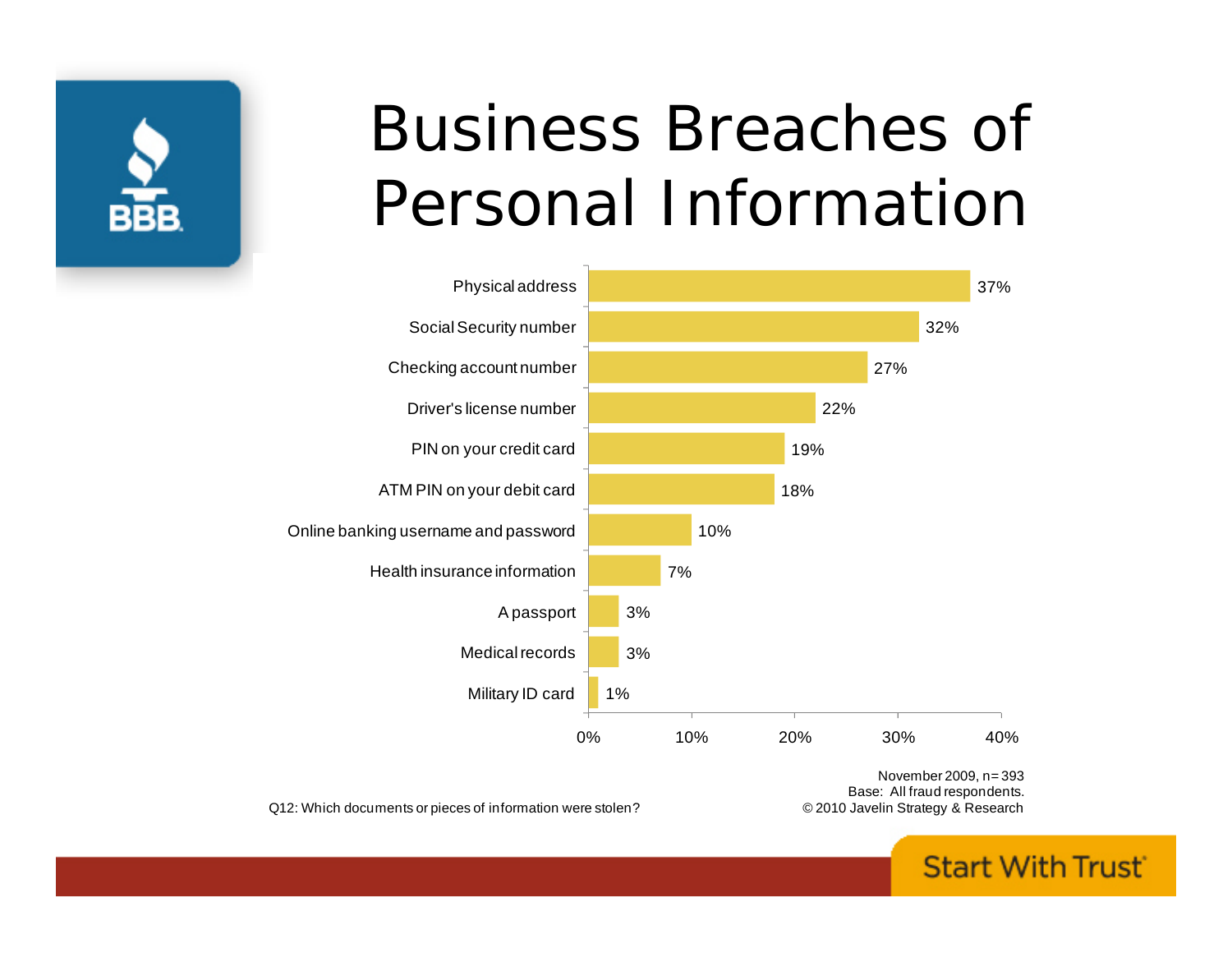# Business Breaches of Personal Information

| Information stolen | Percentage |
|---|---|
| Physical address | 37% |
| Social Security number | 32% |
| Checking account number | 27% |
| Driver's license number | 22% |
| PIN on your credit card | 19% |
| ATM PIN on your debit card | 18% |
| Online banking username and password | 10% |
| Health insurance information | 7% |
| A passport | 3% |
| Medical records | 3% |
| Military ID card | 1% |

Q12: Which documents or pieces of information were stolen?

November 2009, n= 393
Base: All fraud respondents.
© 2010 Javelin Strategy & Research

Start With Trust®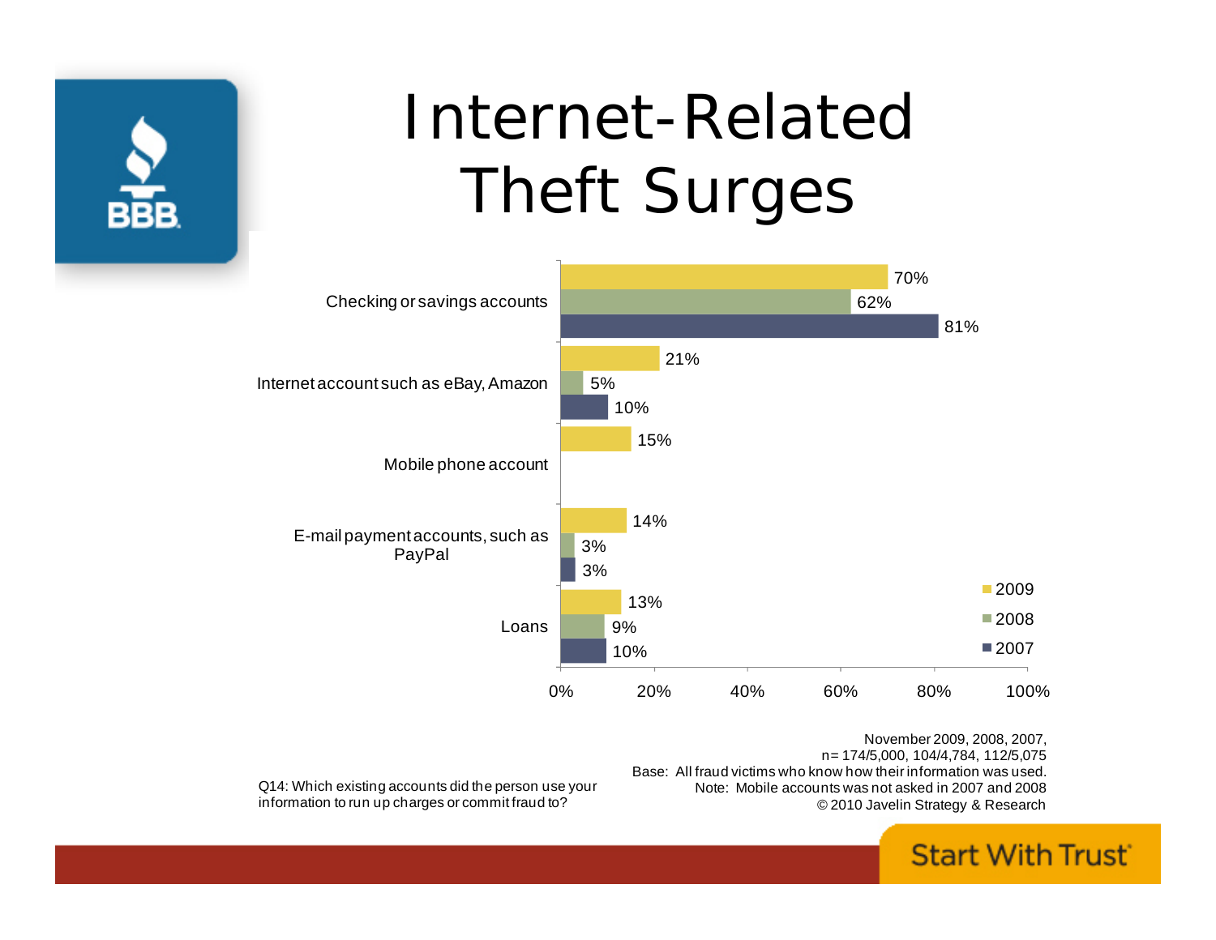# Internet-Related Theft Surges

| | 2009 | 2008 | 2007 |
|---|---|---|---|
| Checking or savings accounts | 70% | 62% | 81% |
| Internet account such as eBay, Amazon | 21% | 5% | 10% |
| Mobile phone account | 15% | | |
| E-mail payment accounts, such as PayPal | 14% | 3% | 3% |
| Loans | 13% | 9% | 10% |

Q14: Which existing accounts did the person use your information to run up charges or commit fraud to?

November 2009, 2008, 2007,
n= 174/5,000, 104/4,784, 112/5,075
Base: All fraud victims who know how their information was used.
Note: Mobile accounts was not asked in 2007 and 2008
© 2010 Javelin Strategy & Research

Start With Trust®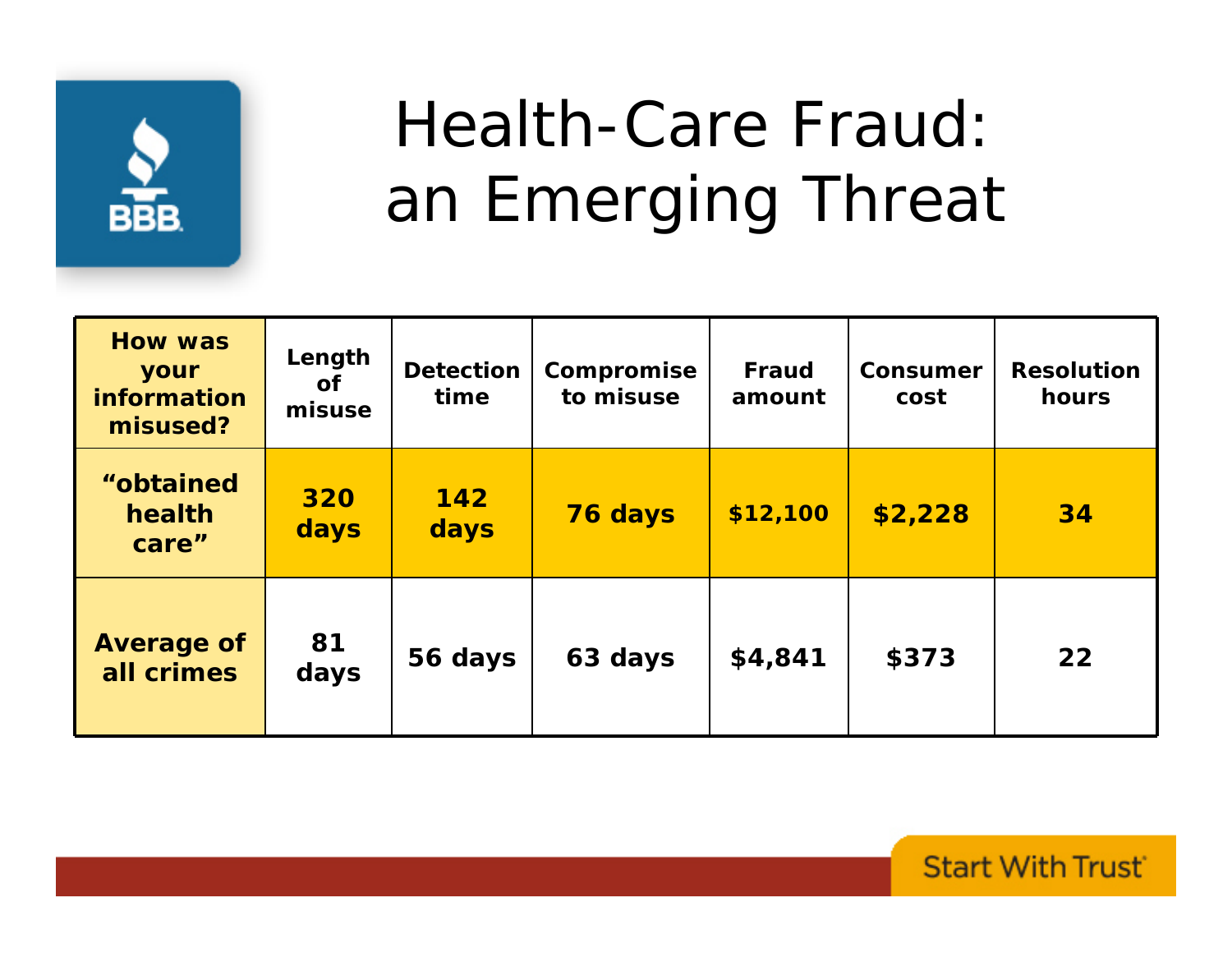# Health-Care Fraud: an Emerging Threat

| How was your information misused? | Length of misuse | Detection time | Compromise to misuse | Fraud amount | Consumer cost | Resolution hours |
|---|---|---|---|---|---|---|
| "obtained health care" | 320 days | 142 days | 76 days | $12,100 | $2,228 | 34 |
| Average of all crimes | 81 days | 56 days | 63 days | $4,841 | $373 | 22 |

Start With Trust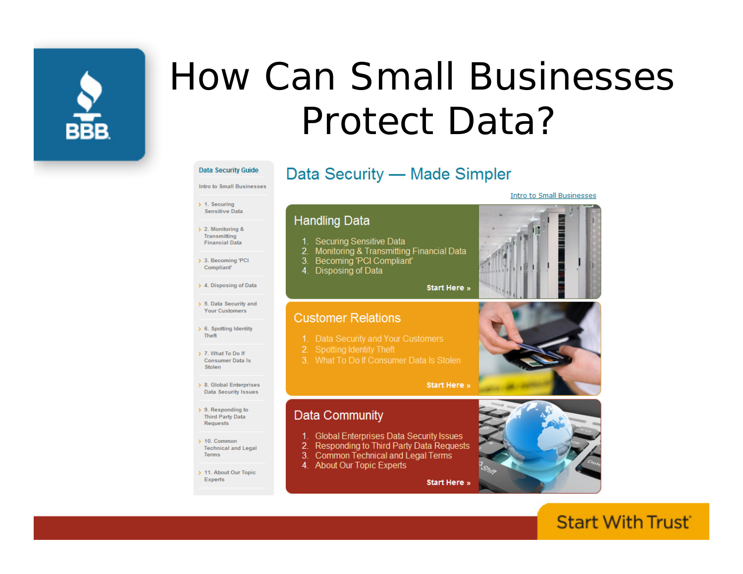# How Can Small Businesses Protect Data?

**Data Security Guide**

Intro to Small Businesses

- 1. Securing Sensitive Data
- 2. Monitoring & Transmitting Financial Data
- 3. Becoming 'PCI Compliant'
- 4. Disposing of Data
- 5. Data Security and Your Customers
- 6. Spotting Identity Theft
- 7. What To Do If Consumer Data Is Stolen
- 8. Global Enterprises Data Security Issues
- 9. Responding to Third Party Data Requests
- 10. Common Technical and Legal Terms
- 11. About Our Topic Experts

## Data Security — Made Simpler

Intro to Small Businesses

### Handling Data

1. Securing Sensitive Data
2. Monitoring & Transmitting Financial Data
3. Becoming 'PCI Compliant'
4. Disposing of Data

**Start Here »**

### Customer Relations

1. Data Security and Your Customers
2. Spotting Identity Theft
3. What To Do If Consumer Data Is Stolen

**Start Here »**

### Data Community

1. Global Enterprises Data Security Issues
2. Responding to Third Party Data Requests
3. Common Technical and Legal Terms
4. About Our Topic Experts

**Start Here »**

Start With Trust®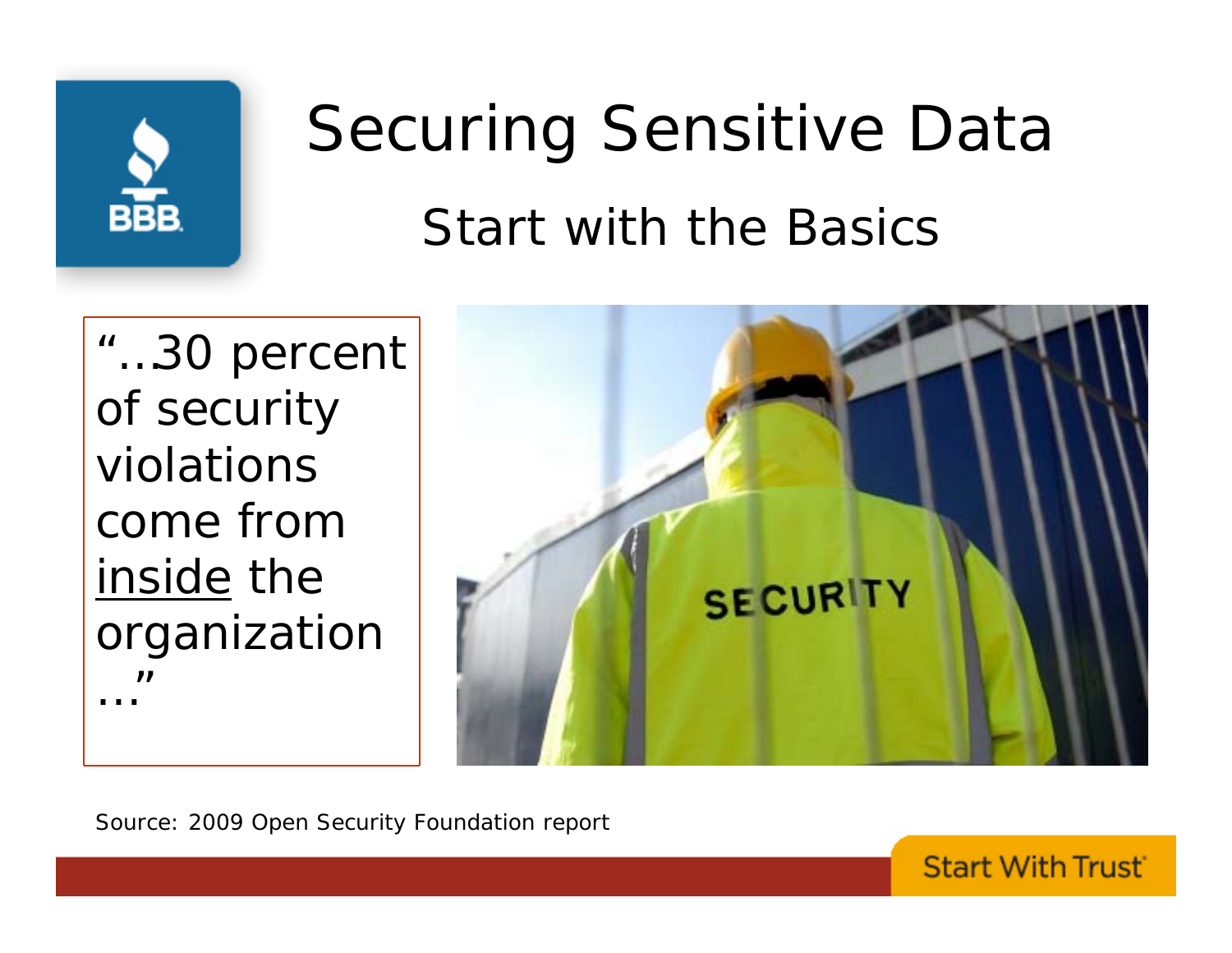# Securing Sensitive Data

## Start with the Basics

"...30 percent of security violations come from inside the organization ..."

Source: 2009 Open Security Foundation report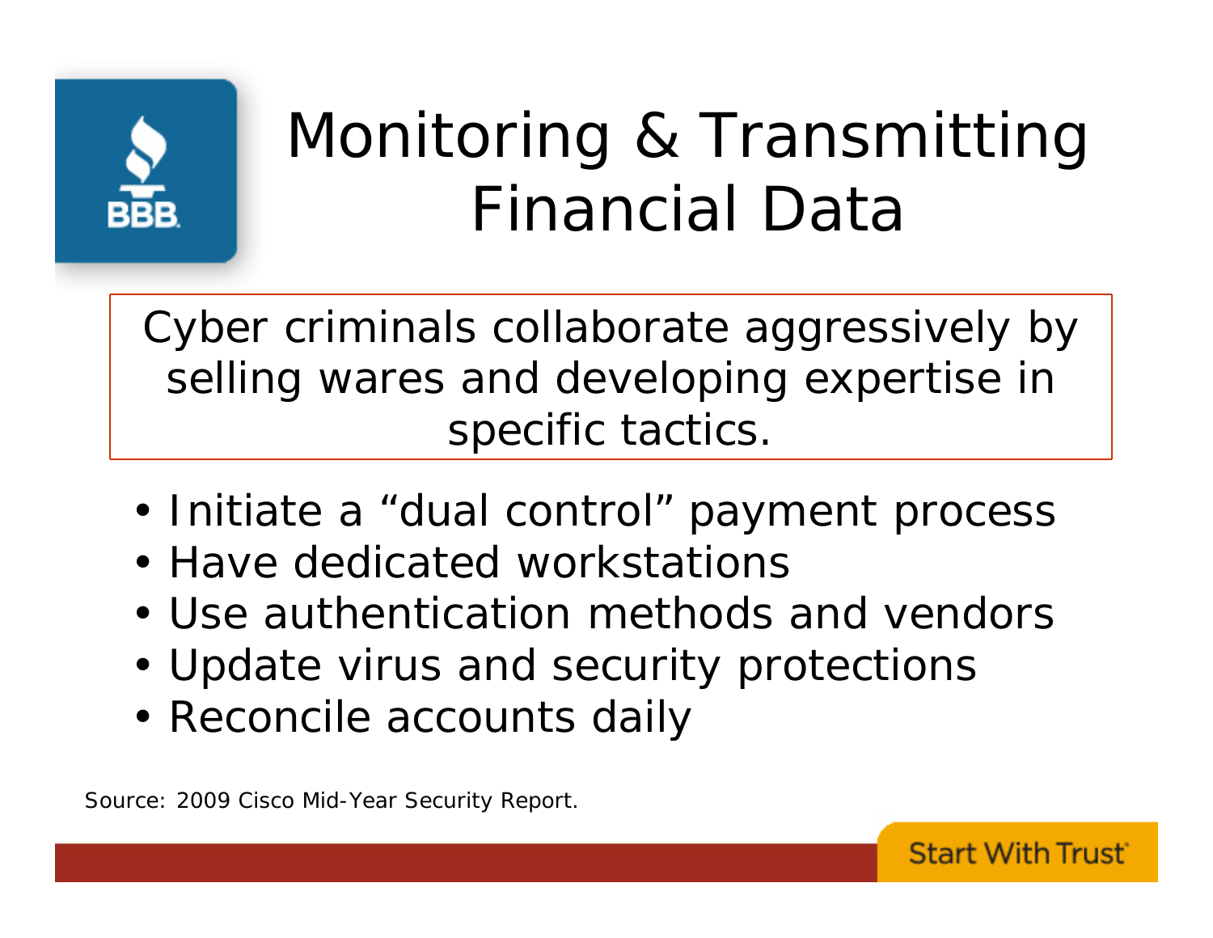# Monitoring & Transmitting Financial Data

Cyber criminals collaborate aggressively by selling wares and developing expertise in specific tactics.

- Initiate a “dual control” payment process
- Have dedicated workstations
- Use authentication methods and vendors
- Update virus and security protections
- Reconcile accounts daily

Source: 2009 Cisco Mid-Year Security Report.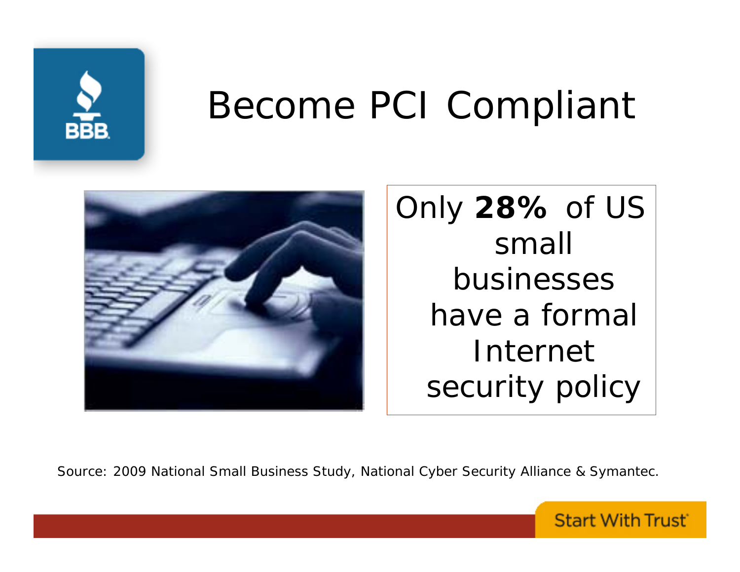# Become PCI Compliant

Only **28%** of US small businesses have a formal Internet security policy

Source: 2009 National Small Business Study, National Cyber Security Alliance & Symantec.

Start With Trust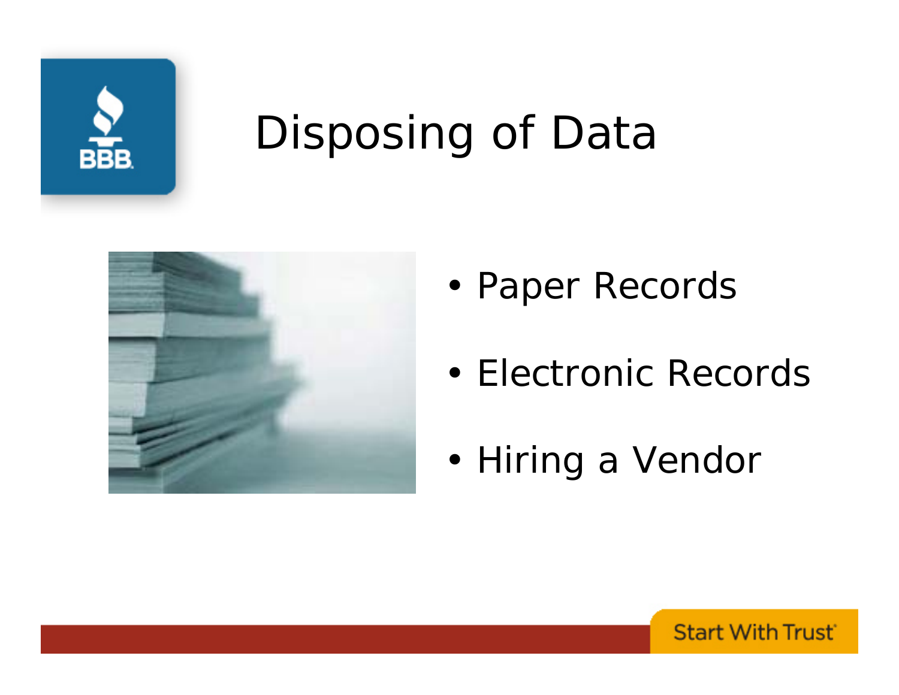# Disposing of Data

- Paper Records
- Electronic Records
- Hiring a Vendor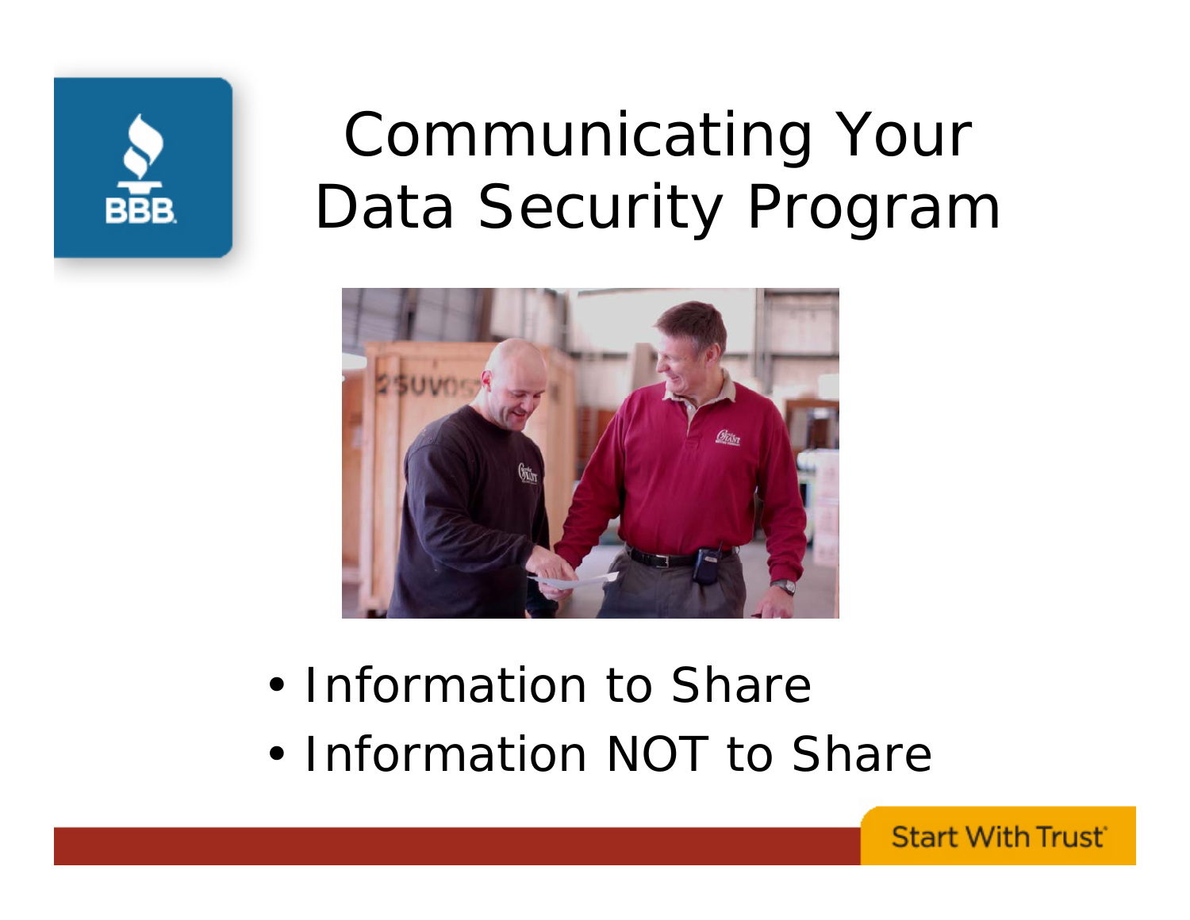# Communicating Your Data Security Program

- Information to Share
- Information NOT to Share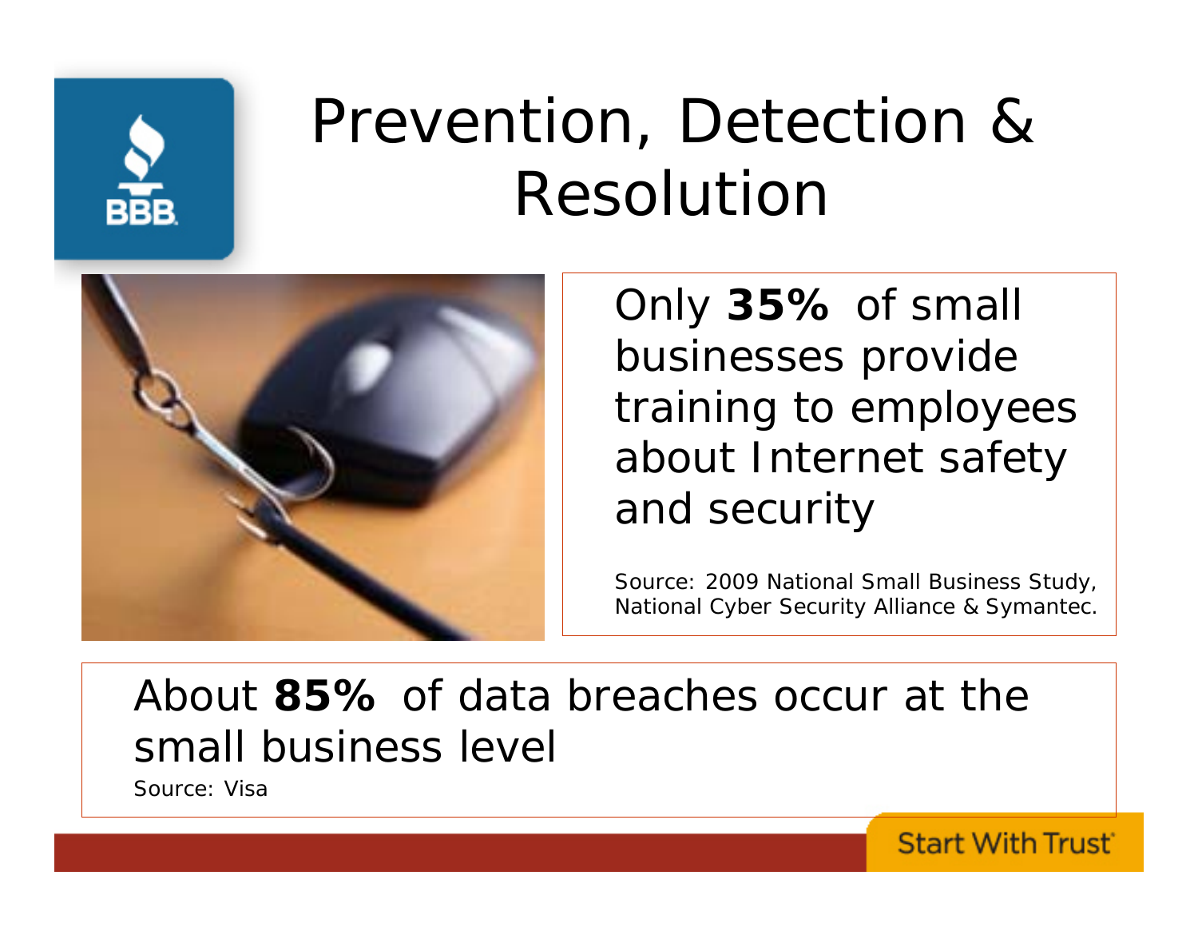# Prevention, Detection & Resolution

Only **35%** of small businesses provide training to employees about Internet safety and security

Source: 2009 National Small Business Study, National Cyber Security Alliance & Symantec.

About **85%** of data breaches occur at the small business level

Source: Visa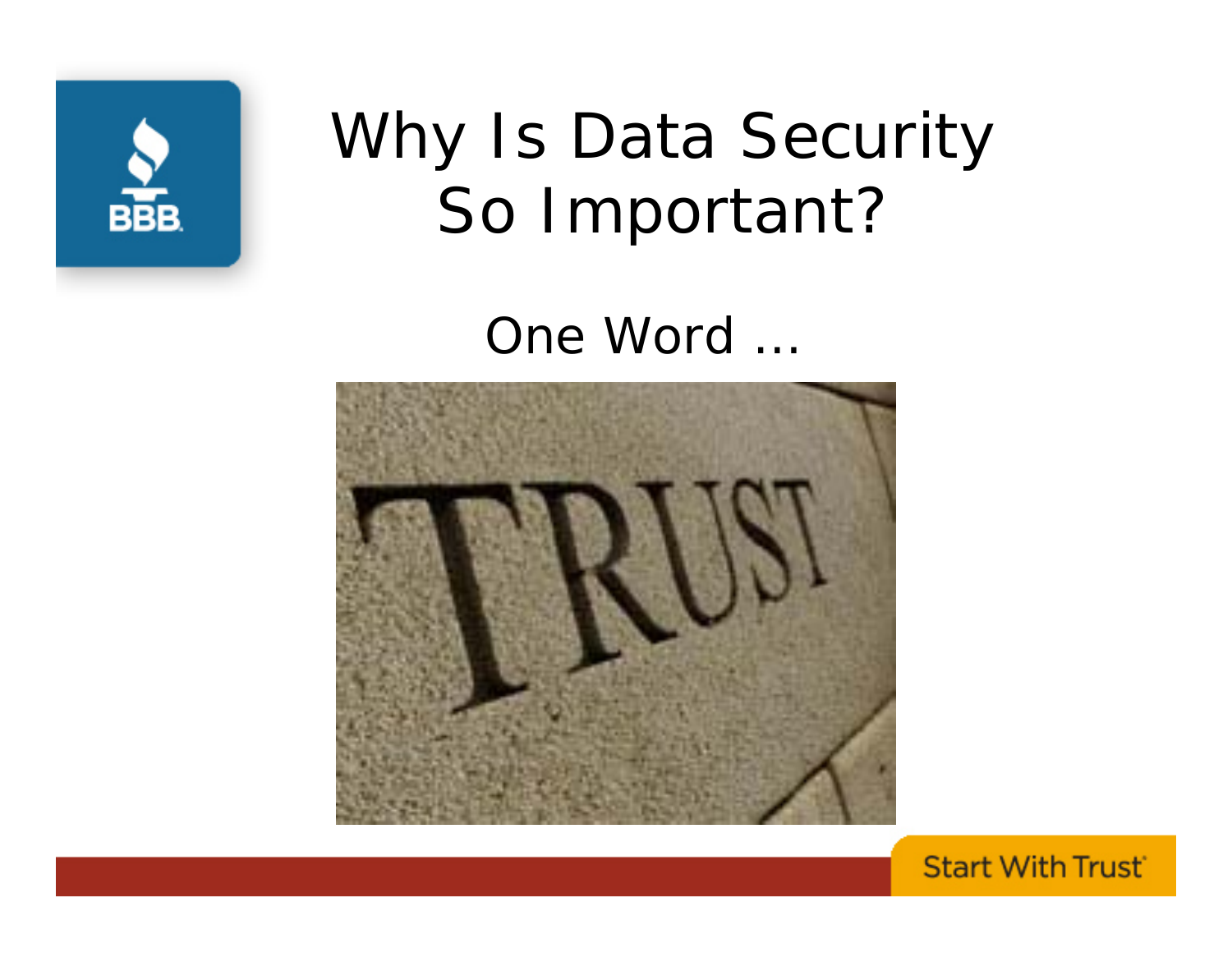# Why Is Data Security So Important?

One Word …

TRUST

Start With Trust